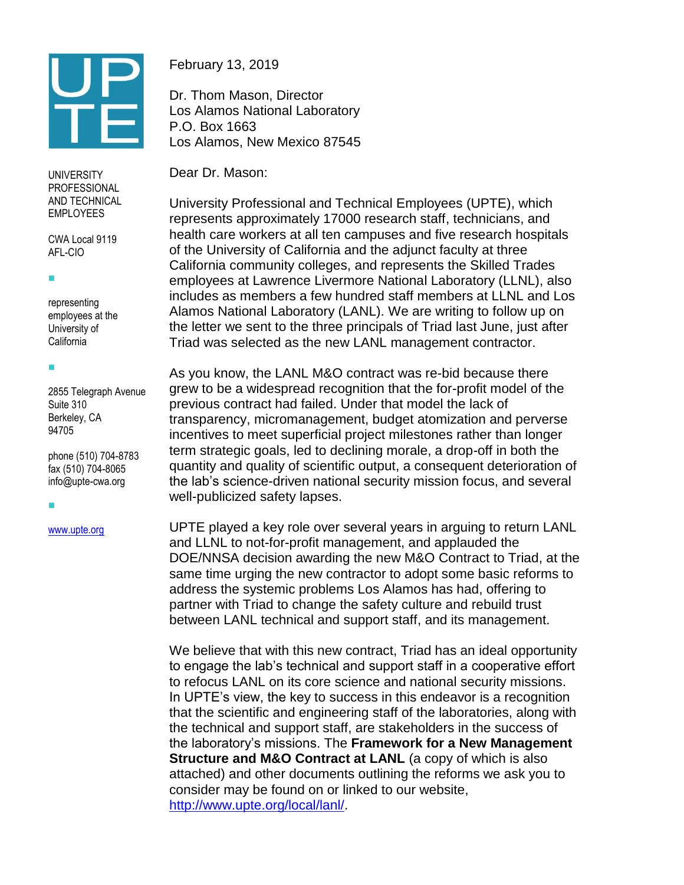UPTE

UNIVERSITY PROFESSIONAL AND TECHNICAL EMPLOYEES

CWA Local 9119
AFL-CIO

representing employees at the University of California

2855 Telegraph Avenue
Suite 310
Berkeley, CA
94705

phone (510) 704-8783
fax (510) 704-8065
info@upte-cwa.org

www.upte.org

February 13, 2019

Dr. Thom Mason, Director
Los Alamos National Laboratory
P.O. Box 1663
Los Alamos, New Mexico 87545

Dear Dr. Mason:

University Professional and Technical Employees (UPTE), which represents approximately 17000 research staff, technicians, and health care workers at all ten campuses and five research hospitals of the University of California and the adjunct faculty at three California community colleges, and represents the Skilled Trades employees at Lawrence Livermore National Laboratory (LLNL), also includes as members a few hundred staff members at LLNL and Los Alamos National Laboratory (LANL). We are writing to follow up on the letter we sent to the three principals of Triad last June, just after Triad was selected as the new LANL management contractor.

As you know, the LANL M&O contract was re-bid because there grew to be a widespread recognition that the for-profit model of the previous contract had failed. Under that model the lack of transparency, micromanagement, budget atomization and perverse incentives to meet superficial project milestones rather than longer term strategic goals, led to declining morale, a drop-off in both the quantity and quality of scientific output, a consequent deterioration of the lab's science-driven national security mission focus, and several well-publicized safety lapses.

UPTE played a key role over several years in arguing to return LANL and LLNL to not-for-profit management, and applauded the DOE/NNSA decision awarding the new M&O Contract to Triad, at the same time urging the new contractor to adopt some basic reforms to address the systemic problems Los Alamos has had, offering to partner with Triad to change the safety culture and rebuild trust between LANL technical and support staff, and its management.

We believe that with this new contract, Triad has an ideal opportunity to engage the lab's technical and support staff in a cooperative effort to refocus LANL on its core science and national security missions. In UPTE's view, the key to success in this endeavor is a recognition that the scientific and engineering staff of the laboratories, along with the technical and support staff, are stakeholders in the success of the laboratory's missions. The **Framework for a New Management Structure and M&O Contract at LANL** (a copy of which is also attached) and other documents outlining the reforms we ask you to consider may be found on or linked to our website, http://www.upte.org/local/lanl/.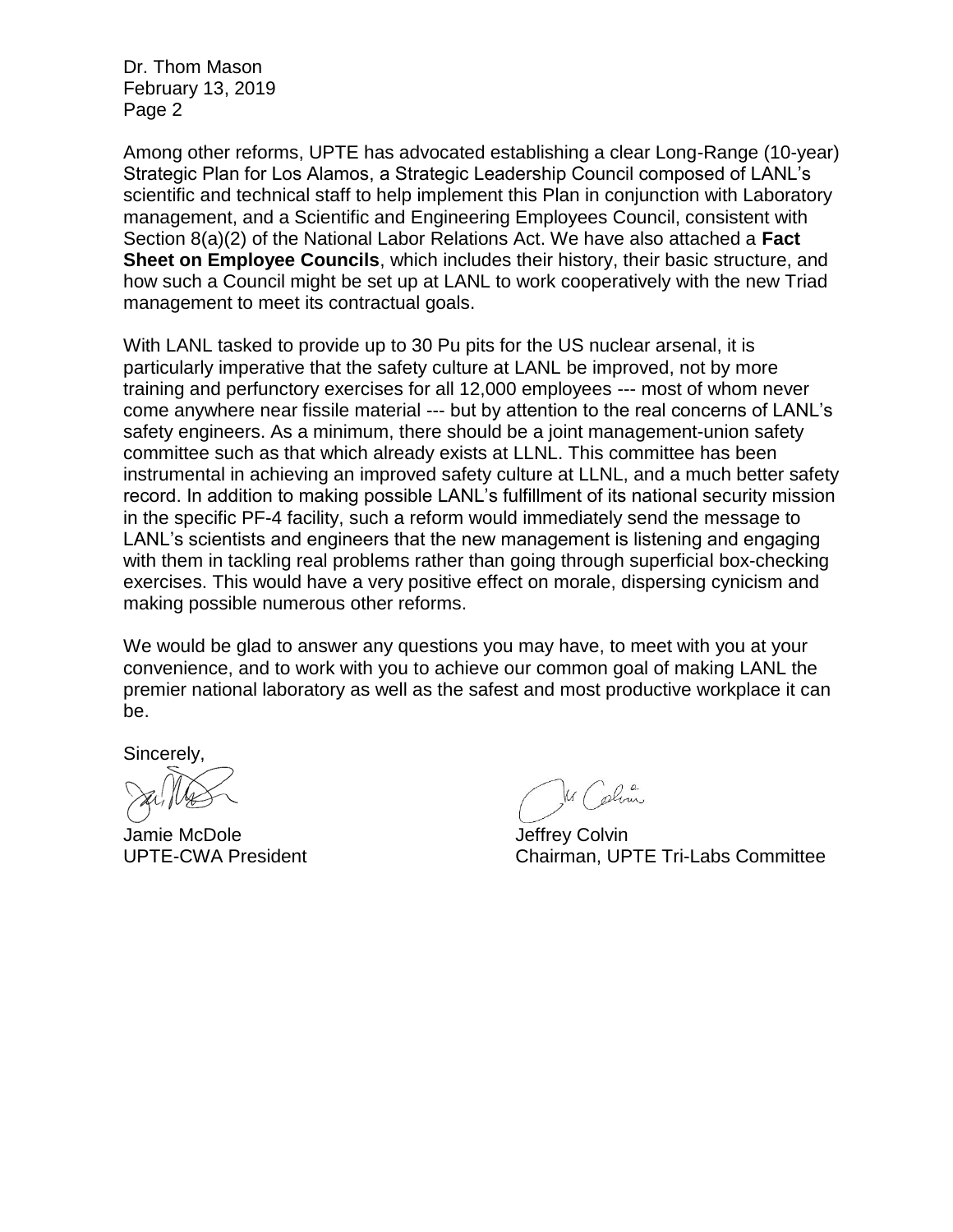Among other reforms, UPTE has advocated establishing a clear Long-Range (10-year) Strategic Plan for Los Alamos, a Strategic Leadership Council composed of LANL's scientific and technical staff to help implement this Plan in conjunction with Laboratory management, and a Scientific and Engineering Employees Council, consistent with Section 8(a)(2) of the National Labor Relations Act. We have also attached a **Fact Sheet on Employee Councils**, which includes their history, their basic structure, and how such a Council might be set up at LANL to work cooperatively with the new Triad management to meet its contractual goals.

With LANL tasked to provide up to 30 Pu pits for the US nuclear arsenal, it is particularly imperative that the safety culture at LANL be improved, not by more training and perfunctory exercises for all 12,000 employees --- most of whom never come anywhere near fissile material --- but by attention to the real concerns of LANL's safety engineers. As a minimum, there should be a joint management-union safety committee such as that which already exists at LLNL. This committee has been instrumental in achieving an improved safety culture at LLNL, and a much better safety record. In addition to making possible LANL's fulfillment of its national security mission in the specific PF-4 facility, such a reform would immediately send the message to LANL's scientists and engineers that the new management is listening and engaging with them in tackling real problems rather than going through superficial box-checking exercises. This would have a very positive effect on morale, dispersing cynicism and making possible numerous other reforms.

We would be glad to answer any questions you may have, to meet with you at your convenience, and to work with you to achieve our common goal of making LANL the premier national laboratory as well as the safest and most productive workplace it can be.

Sincerely,

Jamie McDole
UPTE-CWA President

Jeffrey Colvin
Chairman, UPTE Tri-Labs Committee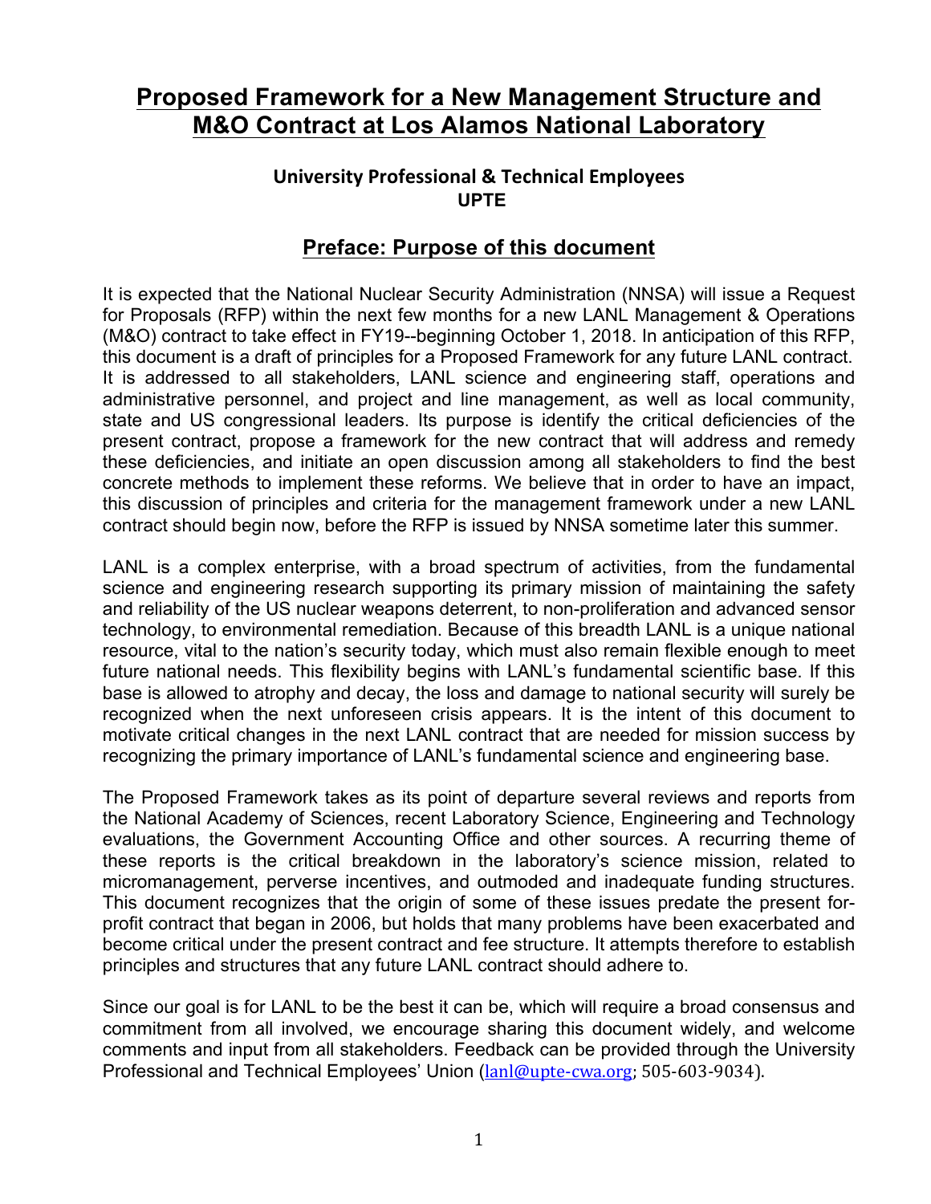# Proposed Framework for a New Management Structure and M&O Contract at Los Alamos National Laboratory

### University Professional & Technical Employees
### UPTE

## Preface: Purpose of this document

It is expected that the National Nuclear Security Administration (NNSA) will issue a Request for Proposals (RFP) within the next few months for a new LANL Management & Operations (M&O) contract to take effect in FY19--beginning October 1, 2018. In anticipation of this RFP, this document is a draft of principles for a Proposed Framework for any future LANL contract. It is addressed to all stakeholders, LANL science and engineering staff, operations and administrative personnel, and project and line management, as well as local community, state and US congressional leaders. Its purpose is identify the critical deficiencies of the present contract, propose a framework for the new contract that will address and remedy these deficiencies, and initiate an open discussion among all stakeholders to find the best concrete methods to implement these reforms. We believe that in order to have an impact, this discussion of principles and criteria for the management framework under a new LANL contract should begin now, before the RFP is issued by NNSA sometime later this summer.

LANL is a complex enterprise, with a broad spectrum of activities, from the fundamental science and engineering research supporting its primary mission of maintaining the safety and reliability of the US nuclear weapons deterrent, to non-proliferation and advanced sensor technology, to environmental remediation. Because of this breadth LANL is a unique national resource, vital to the nation's security today, which must also remain flexible enough to meet future national needs. This flexibility begins with LANL's fundamental scientific base. If this base is allowed to atrophy and decay, the loss and damage to national security will surely be recognized when the next unforeseen crisis appears. It is the intent of this document to motivate critical changes in the next LANL contract that are needed for mission success by recognizing the primary importance of LANL's fundamental science and engineering base.

The Proposed Framework takes as its point of departure several reviews and reports from the National Academy of Sciences, recent Laboratory Science, Engineering and Technology evaluations, the Government Accounting Office and other sources. A recurring theme of these reports is the critical breakdown in the laboratory's science mission, related to micromanagement, perverse incentives, and outmoded and inadequate funding structures. This document recognizes that the origin of some of these issues predate the present for-profit contract that began in 2006, but holds that many problems have been exacerbated and become critical under the present contract and fee structure. It attempts therefore to establish principles and structures that any future LANL contract should adhere to.

Since our goal is for LANL to be the best it can be, which will require a broad consensus and commitment from all involved, we encourage sharing this document widely, and welcome comments and input from all stakeholders. Feedback can be provided through the University Professional and Technical Employees' Union (lanl@upte-cwa.org; 505-603-9034).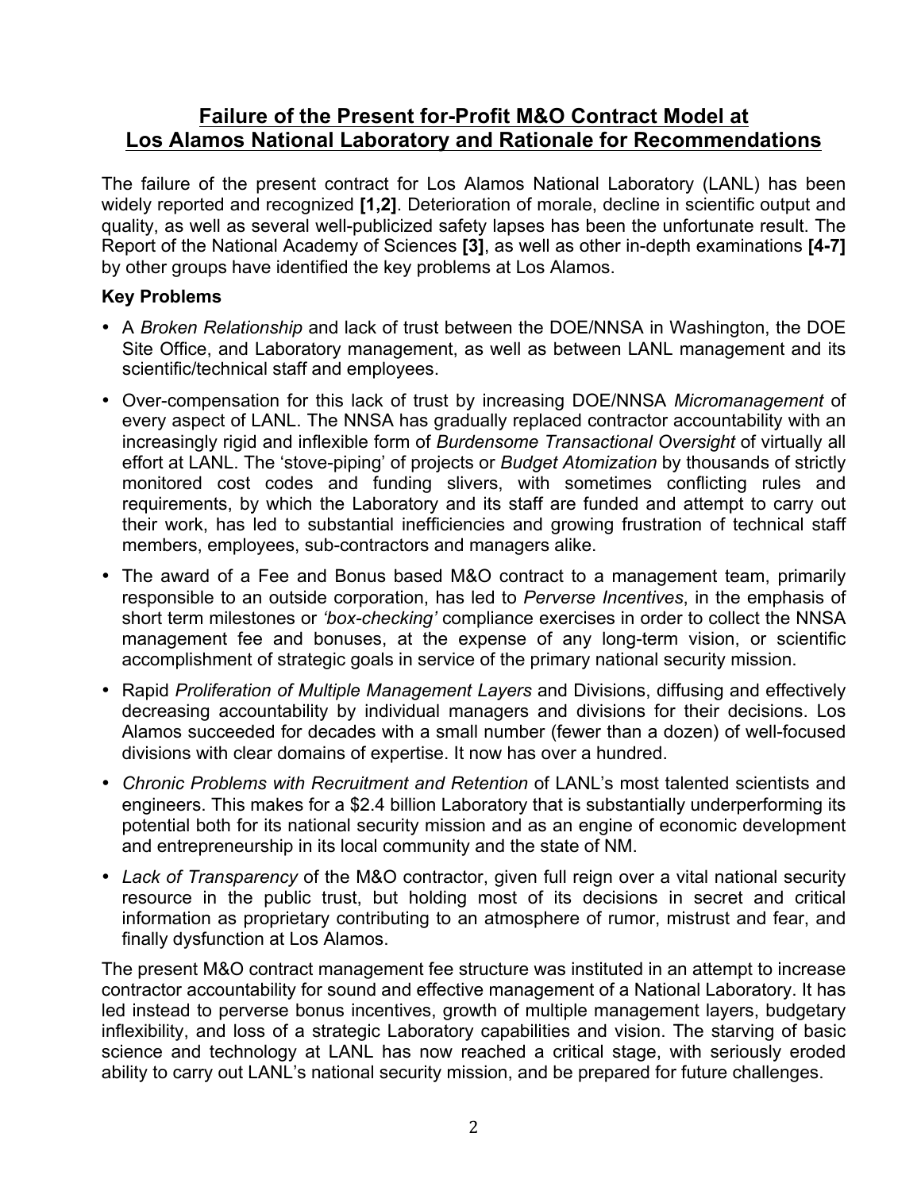# Failure of the Present for-Profit M&O Contract Model at Los Alamos National Laboratory and Rationale for Recommendations

The failure of the present contract for Los Alamos National Laboratory (LANL) has been widely reported and recognized **[1,2]**. Deterioration of morale, decline in scientific output and quality, as well as several well-publicized safety lapses has been the unfortunate result. The Report of the National Academy of Sciences **[3]**, as well as other in-depth examinations **[4-7]** by other groups have identified the key problems at Los Alamos.

### Key Problems

- A *Broken Relationship* and lack of trust between the DOE/NNSA in Washington, the DOE Site Office, and Laboratory management, as well as between LANL management and its scientific/technical staff and employees.
- Over-compensation for this lack of trust by increasing DOE/NNSA *Micromanagement* of every aspect of LANL. The NNSA has gradually replaced contractor accountability with an increasingly rigid and inflexible form of *Burdensome Transactional Oversight* of virtually all effort at LANL. The 'stove-piping' of projects or *Budget Atomization* by thousands of strictly monitored cost codes and funding slivers, with sometimes conflicting rules and requirements, by which the Laboratory and its staff are funded and attempt to carry out their work, has led to substantial inefficiencies and growing frustration of technical staff members, employees, sub-contractors and managers alike.
- The award of a Fee and Bonus based M&O contract to a management team, primarily responsible to an outside corporation, has led to *Perverse Incentives*, in the emphasis of short term milestones or *'box-checking'* compliance exercises in order to collect the NNSA management fee and bonuses, at the expense of any long-term vision, or scientific accomplishment of strategic goals in service of the primary national security mission.
- Rapid *Proliferation of Multiple Management Layers* and Divisions, diffusing and effectively decreasing accountability by individual managers and divisions for their decisions. Los Alamos succeeded for decades with a small number (fewer than a dozen) of well-focused divisions with clear domains of expertise. It now has over a hundred.
- *Chronic Problems with Recruitment and Retention* of LANL's most talented scientists and engineers. This makes for a $2.4 billion Laboratory that is substantially underperforming its potential both for its national security mission and as an engine of economic development and entrepreneurship in its local community and the state of NM.
- *Lack of Transparency* of the M&O contractor, given full reign over a vital national security resource in the public trust, but holding most of its decisions in secret and critical information as proprietary contributing to an atmosphere of rumor, mistrust and fear, and finally dysfunction at Los Alamos.

The present M&O contract management fee structure was instituted in an attempt to increase contractor accountability for sound and effective management of a National Laboratory. It has led instead to perverse bonus incentives, growth of multiple management layers, budgetary inflexibility, and loss of a strategic Laboratory capabilities and vision. The starving of basic science and technology at LANL has now reached a critical stage, with seriously eroded ability to carry out LANL's national security mission, and be prepared for future challenges.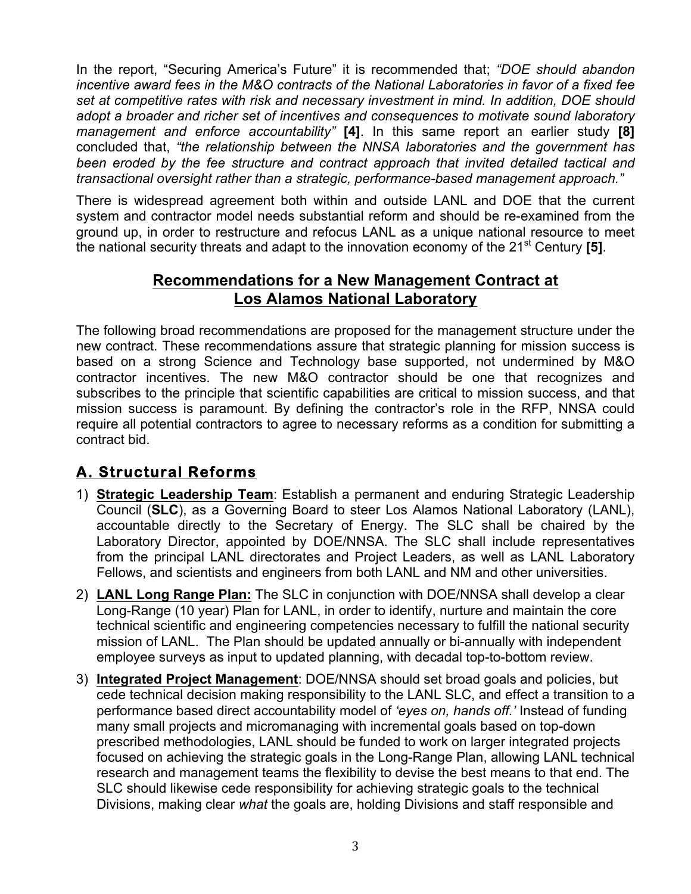In the report, "Securing America's Future" it is recommended that; *"DOE should abandon incentive award fees in the M&O contracts of the National Laboratories in favor of a fixed fee set at competitive rates with risk and necessary investment in mind. In addition, DOE should adopt a broader and richer set of incentives and consequences to motivate sound laboratory management and enforce accountability"* **[4]**. In this same report an earlier study **[8]** concluded that, *"the relationship between the NNSA laboratories and the government has been eroded by the fee structure and contract approach that invited detailed tactical and transactional oversight rather than a strategic, performance-based management approach."*

There is widespread agreement both within and outside LANL and DOE that the current system and contractor model needs substantial reform and should be re-examined from the ground up, in order to restructure and refocus LANL as a unique national resource to meet the national security threats and adapt to the innovation economy of the 21st Century **[5]**.

## Recommendations for a New Management Contract at Los Alamos National Laboratory

The following broad recommendations are proposed for the management structure under the new contract. These recommendations assure that strategic planning for mission success is based on a strong Science and Technology base supported, not undermined by M&O contractor incentives. The new M&O contractor should be one that recognizes and subscribes to the principle that scientific capabilities are critical to mission success, and that mission success is paramount. By defining the contractor's role in the RFP, NNSA could require all potential contractors to agree to necessary reforms as a condition for submitting a contract bid.

### A. Structural Reforms

1) **Strategic Leadership Team**: Establish a permanent and enduring Strategic Leadership Council (**SLC**), as a Governing Board to steer Los Alamos National Laboratory (LANL), accountable directly to the Secretary of Energy. The SLC shall be chaired by the Laboratory Director, appointed by DOE/NNSA. The SLC shall include representatives from the principal LANL directorates and Project Leaders, as well as LANL Laboratory Fellows, and scientists and engineers from both LANL and NM and other universities.
2) **LANL Long Range Plan:** The SLC in conjunction with DOE/NNSA shall develop a clear Long-Range (10 year) Plan for LANL, in order to identify, nurture and maintain the core technical scientific and engineering competencies necessary to fulfill the national security mission of LANL. The Plan should be updated annually or bi-annually with independent employee surveys as input to updated planning, with decadal top-to-bottom review.
3) **Integrated Project Management**: DOE/NNSA should set broad goals and policies, but cede technical decision making responsibility to the LANL SLC, and effect a transition to a performance based direct accountability model of *'eyes on, hands off.'* Instead of funding many small projects and micromanaging with incremental goals based on top-down prescribed methodologies, LANL should be funded to work on larger integrated projects focused on achieving the strategic goals in the Long-Range Plan, allowing LANL technical research and management teams the flexibility to devise the best means to that end. The SLC should likewise cede responsibility for achieving strategic goals to the technical Divisions, making clear *what* the goals are, holding Divisions and staff responsible and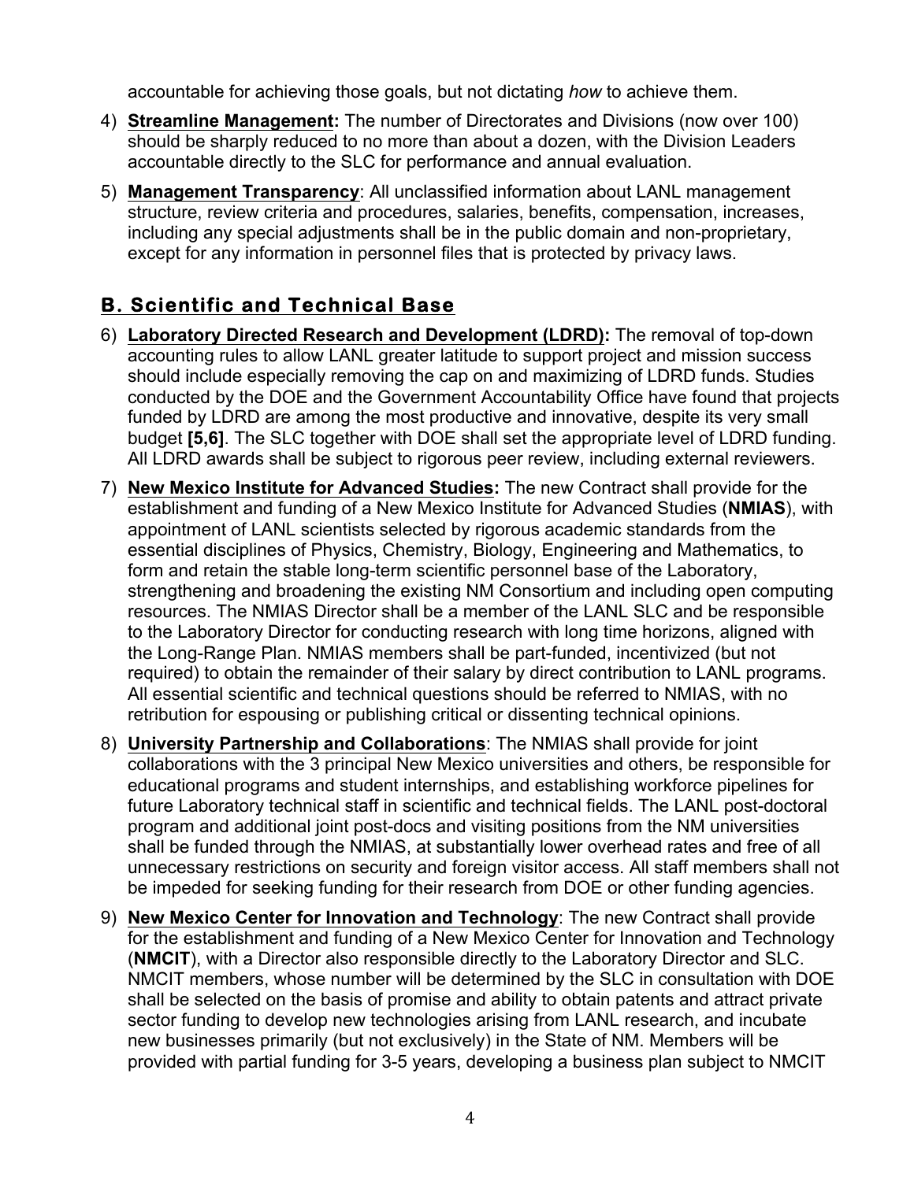accountable for achieving those goals, but not dictating *how* to achieve them.

4) **Streamline Management:** The number of Directorates and Divisions (now over 100) should be sharply reduced to no more than about a dozen, with the Division Leaders accountable directly to the SLC for performance and annual evaluation.

5) **Management Transparency**: All unclassified information about LANL management structure, review criteria and procedures, salaries, benefits, compensation, increases, including any special adjustments shall be in the public domain and non-proprietary, except for any information in personnel files that is protected by privacy laws.

## B. Scientific and Technical Base

6) **Laboratory Directed Research and Development (LDRD):** The removal of top-down accounting rules to allow LANL greater latitude to support project and mission success should include especially removing the cap on and maximizing of LDRD funds. Studies conducted by the DOE and the Government Accountability Office have found that projects funded by LDRD are among the most productive and innovative, despite its very small budget **[5,6]**. The SLC together with DOE shall set the appropriate level of LDRD funding. All LDRD awards shall be subject to rigorous peer review, including external reviewers.

7) **New Mexico Institute for Advanced Studies:** The new Contract shall provide for the establishment and funding of a New Mexico Institute for Advanced Studies (**NMIAS**), with appointment of LANL scientists selected by rigorous academic standards from the essential disciplines of Physics, Chemistry, Biology, Engineering and Mathematics, to form and retain the stable long-term scientific personnel base of the Laboratory, strengthening and broadening the existing NM Consortium and including open computing resources. The NMIAS Director shall be a member of the LANL SLC and be responsible to the Laboratory Director for conducting research with long time horizons, aligned with the Long-Range Plan. NMIAS members shall be part-funded, incentivized (but not required) to obtain the remainder of their salary by direct contribution to LANL programs. All essential scientific and technical questions should be referred to NMIAS, with no retribution for espousing or publishing critical or dissenting technical opinions.

8) **University Partnership and Collaborations**: The NMIAS shall provide for joint collaborations with the 3 principal New Mexico universities and others, be responsible for educational programs and student internships, and establishing workforce pipelines for future Laboratory technical staff in scientific and technical fields. The LANL post-doctoral program and additional joint post-docs and visiting positions from the NM universities shall be funded through the NMIAS, at substantially lower overhead rates and free of all unnecessary restrictions on security and foreign visitor access. All staff members shall not be impeded for seeking funding for their research from DOE or other funding agencies.

9) **New Mexico Center for Innovation and Technology**: The new Contract shall provide for the establishment and funding of a New Mexico Center for Innovation and Technology (**NMCIT**), with a Director also responsible directly to the Laboratory Director and SLC. NMCIT members, whose number will be determined by the SLC in consultation with DOE shall be selected on the basis of promise and ability to obtain patents and attract private sector funding to develop new technologies arising from LANL research, and incubate new businesses primarily (but not exclusively) in the State of NM. Members will be provided with partial funding for 3-5 years, developing a business plan subject to NMCIT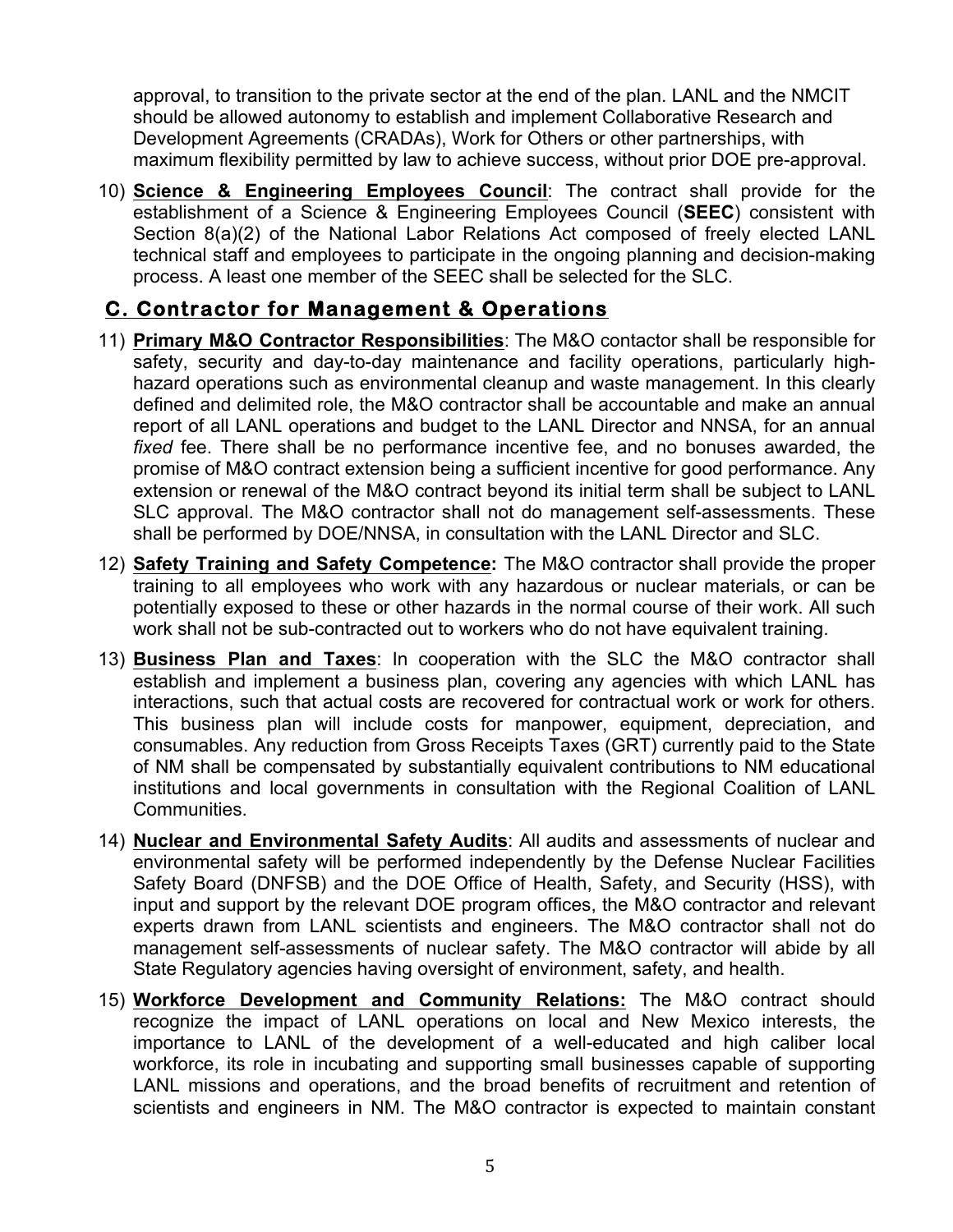approval, to transition to the private sector at the end of the plan. LANL and the NMCIT should be allowed autonomy to establish and implement Collaborative Research and Development Agreements (CRADAs), Work for Others or other partnerships, with maximum flexibility permitted by law to achieve success, without prior DOE pre-approval.

10) **Science & Engineering Employees Council**: The contract shall provide for the establishment of a Science & Engineering Employees Council (**SEEC**) consistent with Section 8(a)(2) of the National Labor Relations Act composed of freely elected LANL technical staff and employees to participate in the ongoing planning and decision-making process. A least one member of the SEEC shall be selected for the SLC.

## C. Contractor for Management & Operations

11) **Primary M&O Contractor Responsibilities**: The M&O contactor shall be responsible for safety, security and day-to-day maintenance and facility operations, particularly high-hazard operations such as environmental cleanup and waste management. In this clearly defined and delimited role, the M&O contractor shall be accountable and make an annual report of all LANL operations and budget to the LANL Director and NNSA, for an annual *fixed* fee. There shall be no performance incentive fee, and no bonuses awarded, the promise of M&O contract extension being a sufficient incentive for good performance. Any extension or renewal of the M&O contract beyond its initial term shall be subject to LANL SLC approval. The M&O contractor shall not do management self-assessments. These shall be performed by DOE/NNSA, in consultation with the LANL Director and SLC.

12) **Safety Training and Safety Competence:** The M&O contractor shall provide the proper training to all employees who work with any hazardous or nuclear materials, or can be potentially exposed to these or other hazards in the normal course of their work. All such work shall not be sub-contracted out to workers who do not have equivalent training.

13) **Business Plan and Taxes**: In cooperation with the SLC the M&O contractor shall establish and implement a business plan, covering any agencies with which LANL has interactions, such that actual costs are recovered for contractual work or work for others. This business plan will include costs for manpower, equipment, depreciation, and consumables. Any reduction from Gross Receipts Taxes (GRT) currently paid to the State of NM shall be compensated by substantially equivalent contributions to NM educational institutions and local governments in consultation with the Regional Coalition of LANL Communities.

14) **Nuclear and Environmental Safety Audits**: All audits and assessments of nuclear and environmental safety will be performed independently by the Defense Nuclear Facilities Safety Board (DNFSB) and the DOE Office of Health, Safety, and Security (HSS), with input and support by the relevant DOE program offices, the M&O contractor and relevant experts drawn from LANL scientists and engineers. The M&O contractor shall not do management self-assessments of nuclear safety. The M&O contractor will abide by all State Regulatory agencies having oversight of environment, safety, and health.

15) **Workforce Development and Community Relations:** The M&O contract should recognize the impact of LANL operations on local and New Mexico interests, the importance to LANL of the development of a well-educated and high caliber local workforce, its role in incubating and supporting small businesses capable of supporting LANL missions and operations, and the broad benefits of recruitment and retention of scientists and engineers in NM. The M&O contractor is expected to maintain constant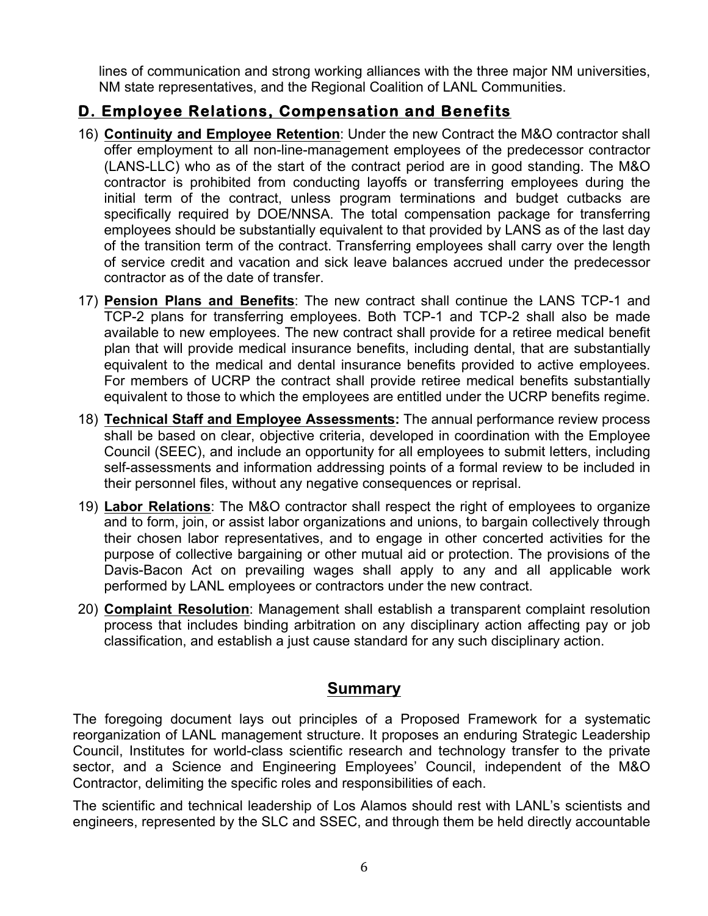lines of communication and strong working alliances with the three major NM universities, NM state representatives, and the Regional Coalition of LANL Communities.

## D. Employee Relations, Compensation and Benefits

16) **Continuity and Employee Retention**: Under the new Contract the M&O contractor shall offer employment to all non-line-management employees of the predecessor contractor (LANS-LLC) who as of the start of the contract period are in good standing. The M&O contractor is prohibited from conducting layoffs or transferring employees during the initial term of the contract, unless program terminations and budget cutbacks are specifically required by DOE/NNSA. The total compensation package for transferring employees should be substantially equivalent to that provided by LANS as of the last day of the transition term of the contract. Transferring employees shall carry over the length of service credit and vacation and sick leave balances accrued under the predecessor contractor as of the date of transfer.

17) **Pension Plans and Benefits**: The new contract shall continue the LANS TCP-1 and TCP-2 plans for transferring employees. Both TCP-1 and TCP-2 shall also be made available to new employees. The new contract shall provide for a retiree medical benefit plan that will provide medical insurance benefits, including dental, that are substantially equivalent to the medical and dental insurance benefits provided to active employees. For members of UCRP the contract shall provide retiree medical benefits substantially equivalent to those to which the employees are entitled under the UCRP benefits regime.

18) **Technical Staff and Employee Assessments:** The annual performance review process shall be based on clear, objective criteria, developed in coordination with the Employee Council (SEEC), and include an opportunity for all employees to submit letters, including self-assessments and information addressing points of a formal review to be included in their personnel files, without any negative consequences or reprisal.

19) **Labor Relations**: The M&O contractor shall respect the right of employees to organize and to form, join, or assist labor organizations and unions, to bargain collectively through their chosen labor representatives, and to engage in other concerted activities for the purpose of collective bargaining or other mutual aid or protection. The provisions of the Davis-Bacon Act on prevailing wages shall apply to any and all applicable work performed by LANL employees or contractors under the new contract.

20) **Complaint Resolution**: Management shall establish a transparent complaint resolution process that includes binding arbitration on any disciplinary action affecting pay or job classification, and establish a just cause standard for any such disciplinary action.

## Summary

The foregoing document lays out principles of a Proposed Framework for a systematic reorganization of LANL management structure. It proposes an enduring Strategic Leadership Council, Institutes for world-class scientific research and technology transfer to the private sector, and a Science and Engineering Employees' Council, independent of the M&O Contractor, delimiting the specific roles and responsibilities of each.

The scientific and technical leadership of Los Alamos should rest with LANL's scientists and engineers, represented by the SLC and SSEC, and through them be held directly accountable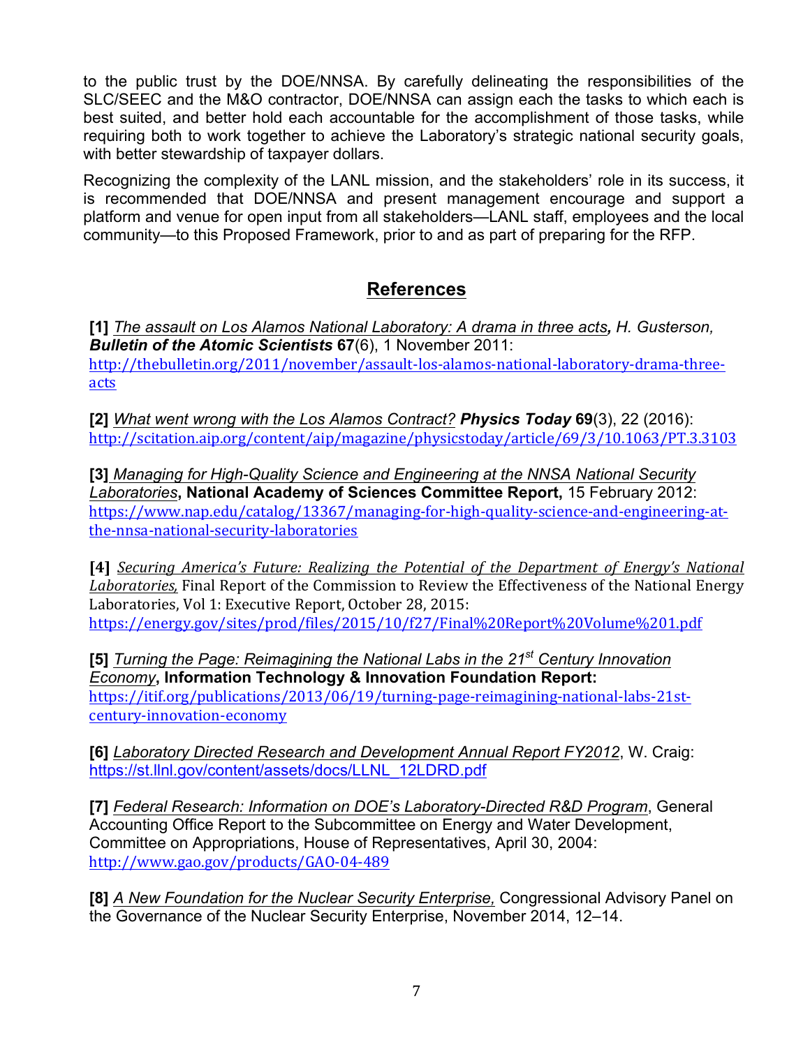to the public trust by the DOE/NNSA. By carefully delineating the responsibilities of the SLC/SEEC and the M&O contractor, DOE/NNSA can assign each the tasks to which each is best suited, and better hold each accountable for the accomplishment of those tasks, while requiring both to work together to achieve the Laboratory's strategic national security goals, with better stewardship of taxpayer dollars.

Recognizing the complexity of the LANL mission, and the stakeholders' role in its success, it is recommended that DOE/NNSA and present management encourage and support a platform and venue for open input from all stakeholders—LANL staff, employees and the local community—to this Proposed Framework, prior to and as part of preparing for the RFP.

## References

**[1]** *The assault on Los Alamos National Laboratory: A drama in three acts*, *H. Gusterson,* ***Bulletin of the Atomic Scientists*** **67**(6), 1 November 2011: http://thebulletin.org/2011/november/assault-los-alamos-national-laboratory-drama-three-acts

**[2]** *What went wrong with the Los Alamos Contract?* ***Physics Today*** **69**(3), 22 (2016): http://scitation.aip.org/content/aip/magazine/physicstoday/article/69/3/10.1063/PT.3.3103

**[3]** *Managing for High-Quality Science and Engineering at the NNSA National Security Laboratories*, **National Academy of Sciences Committee Report,** 15 February 2012: https://www.nap.edu/catalog/13367/managing-for-high-quality-science-and-engineering-at-the-nnsa-national-security-laboratories

**[4]** *Securing America's Future: Realizing the Potential of the Department of Energy's National Laboratories,* Final Report of the Commission to Review the Effectiveness of the National Energy Laboratories, Vol 1: Executive Report, October 28, 2015: https://energy.gov/sites/prod/files/2015/10/f27/Final%20Report%20Volume%201.pdf

**[5]** *Turning the Page: Reimagining the National Labs in the 21st Century Innovation Economy*, **Information Technology & Innovation Foundation Report:** https://itif.org/publications/2013/06/19/turning-page-reimagining-national-labs-21st-century-innovation-economy

**[6]** *Laboratory Directed Research and Development Annual Report FY2012*, W. Craig: https://st.llnl.gov/content/assets/docs/LLNL_12LDRD.pdf

**[7]** *Federal Research: Information on DOE's Laboratory-Directed R&D Program*, General Accounting Office Report to the Subcommittee on Energy and Water Development, Committee on Appropriations, House of Representatives, April 30, 2004: http://www.gao.gov/products/GAO-04-489

**[8]** *A New Foundation for the Nuclear Security Enterprise,* Congressional Advisory Panel on the Governance of the Nuclear Security Enterprise, November 2014, 12–14.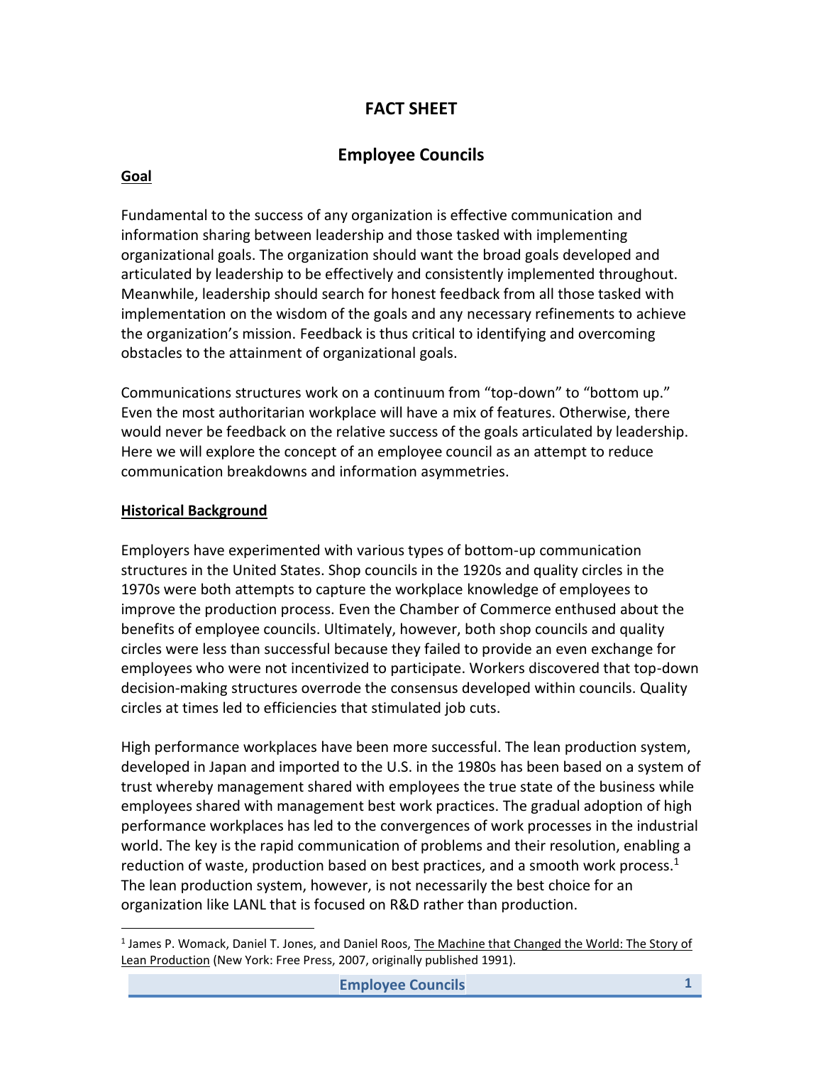# FACT SHEET

## Employee Councils

**Goal**

Fundamental to the success of any organization is effective communication and information sharing between leadership and those tasked with implementing organizational goals. The organization should want the broad goals developed and articulated by leadership to be effectively and consistently implemented throughout. Meanwhile, leadership should search for honest feedback from all those tasked with implementation on the wisdom of the goals and any necessary refinements to achieve the organization's mission. Feedback is thus critical to identifying and overcoming obstacles to the attainment of organizational goals.

Communications structures work on a continuum from "top-down" to "bottom up." Even the most authoritarian workplace will have a mix of features. Otherwise, there would never be feedback on the relative success of the goals articulated by leadership. Here we will explore the concept of an employee council as an attempt to reduce communication breakdowns and information asymmetries.

**Historical Background**

Employers have experimented with various types of bottom-up communication structures in the United States. Shop councils in the 1920s and quality circles in the 1970s were both attempts to capture the workplace knowledge of employees to improve the production process. Even the Chamber of Commerce enthused about the benefits of employee councils. Ultimately, however, both shop councils and quality circles were less than successful because they failed to provide an even exchange for employees who were not incentivized to participate. Workers discovered that top-down decision-making structures overrode the consensus developed within councils. Quality circles at times led to efficiencies that stimulated job cuts.

High performance workplaces have been more successful. The lean production system, developed in Japan and imported to the U.S. in the 1980s has been based on a system of trust whereby management shared with employees the true state of the business while employees shared with management best work practices. The gradual adoption of high performance workplaces has led to the convergences of work processes in the industrial world. The key is the rapid communication of problems and their resolution, enabling a reduction of waste, production based on best practices, and a smooth work process.[1] The lean production system, however, is not necessarily the best choice for an organization like LANL that is focused on R&D rather than production.

[1] James P. Womack, Daniel T. Jones, and Daniel Roos, The Machine that Changed the World: The Story of Lean Production (New York: Free Press, 2007, originally published 1991).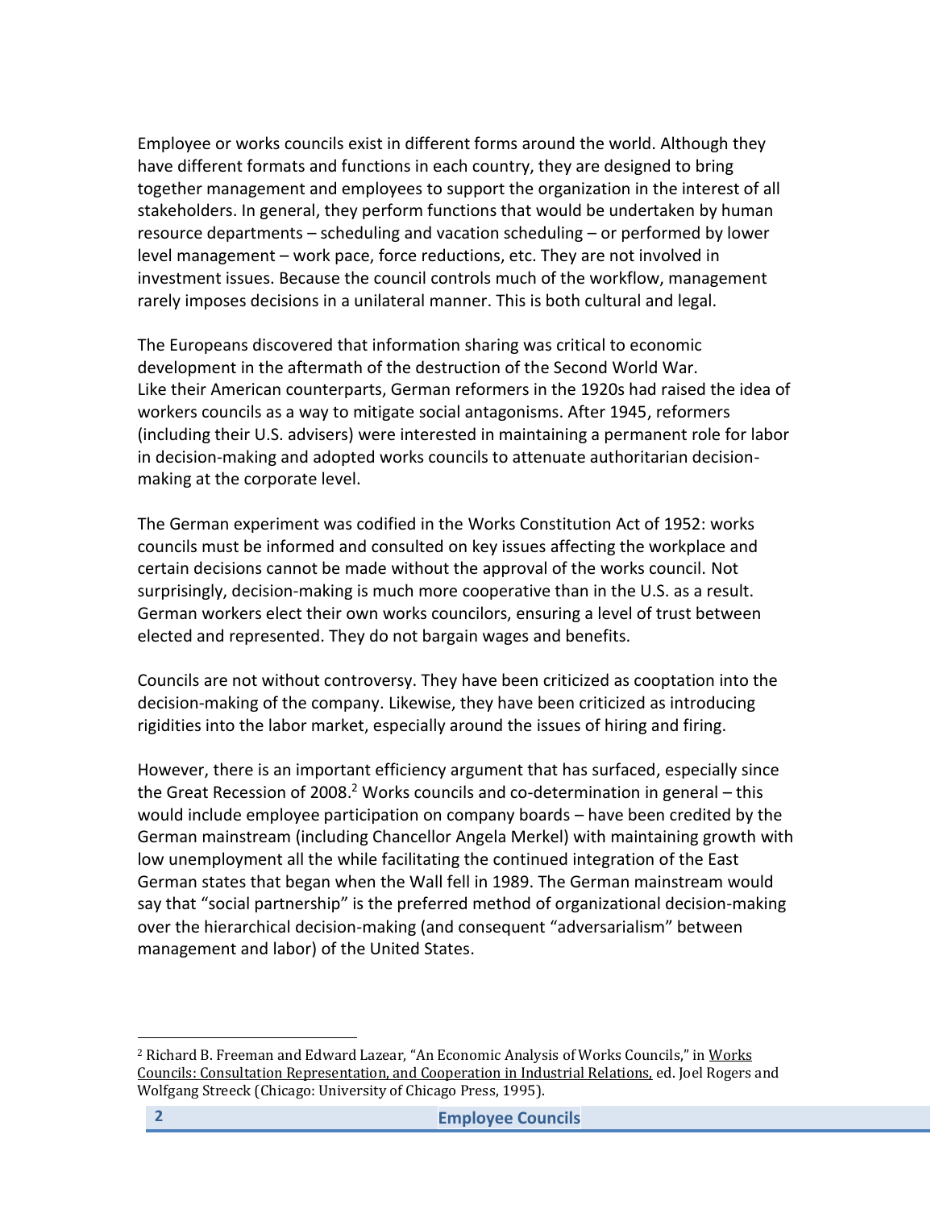Employee or works councils exist in different forms around the world. Although they have different formats and functions in each country, they are designed to bring together management and employees to support the organization in the interest of all stakeholders. In general, they perform functions that would be undertaken by human resource departments – scheduling and vacation scheduling – or performed by lower level management – work pace, force reductions, etc. They are not involved in investment issues. Because the council controls much of the workflow, management rarely imposes decisions in a unilateral manner. This is both cultural and legal.

The Europeans discovered that information sharing was critical to economic development in the aftermath of the destruction of the Second World War. Like their American counterparts, German reformers in the 1920s had raised the idea of workers councils as a way to mitigate social antagonisms. After 1945, reformers (including their U.S. advisers) were interested in maintaining a permanent role for labor in decision-making and adopted works councils to attenuate authoritarian decision-making at the corporate level.

The German experiment was codified in the Works Constitution Act of 1952: works councils must be informed and consulted on key issues affecting the workplace and certain decisions cannot be made without the approval of the works council. Not surprisingly, decision-making is much more cooperative than in the U.S. as a result. German workers elect their own works councilors, ensuring a level of trust between elected and represented. They do not bargain wages and benefits.

Councils are not without controversy. They have been criticized as cooptation into the decision-making of the company. Likewise, they have been criticized as introducing rigidities into the labor market, especially around the issues of hiring and firing.

However, there is an important efficiency argument that has surfaced, especially since the Great Recession of 2008.[2] Works councils and co-determination in general – this would include employee participation on company boards – have been credited by the German mainstream (including Chancellor Angela Merkel) with maintaining growth with low unemployment all the while facilitating the continued integration of the East German states that began when the Wall fell in 1989. The German mainstream would say that "social partnership" is the preferred method of organizational decision-making over the hierarchical decision-making (and consequent "adversarialism" between management and labor) of the United States.

---

[2] Richard B. Freeman and Edward Lazear, "An Economic Analysis of Works Councils," in Works Councils: Consultation Representation, and Cooperation in Industrial Relations, ed. Joel Rogers and Wolfgang Streeck (Chicago: University of Chicago Press, 1995).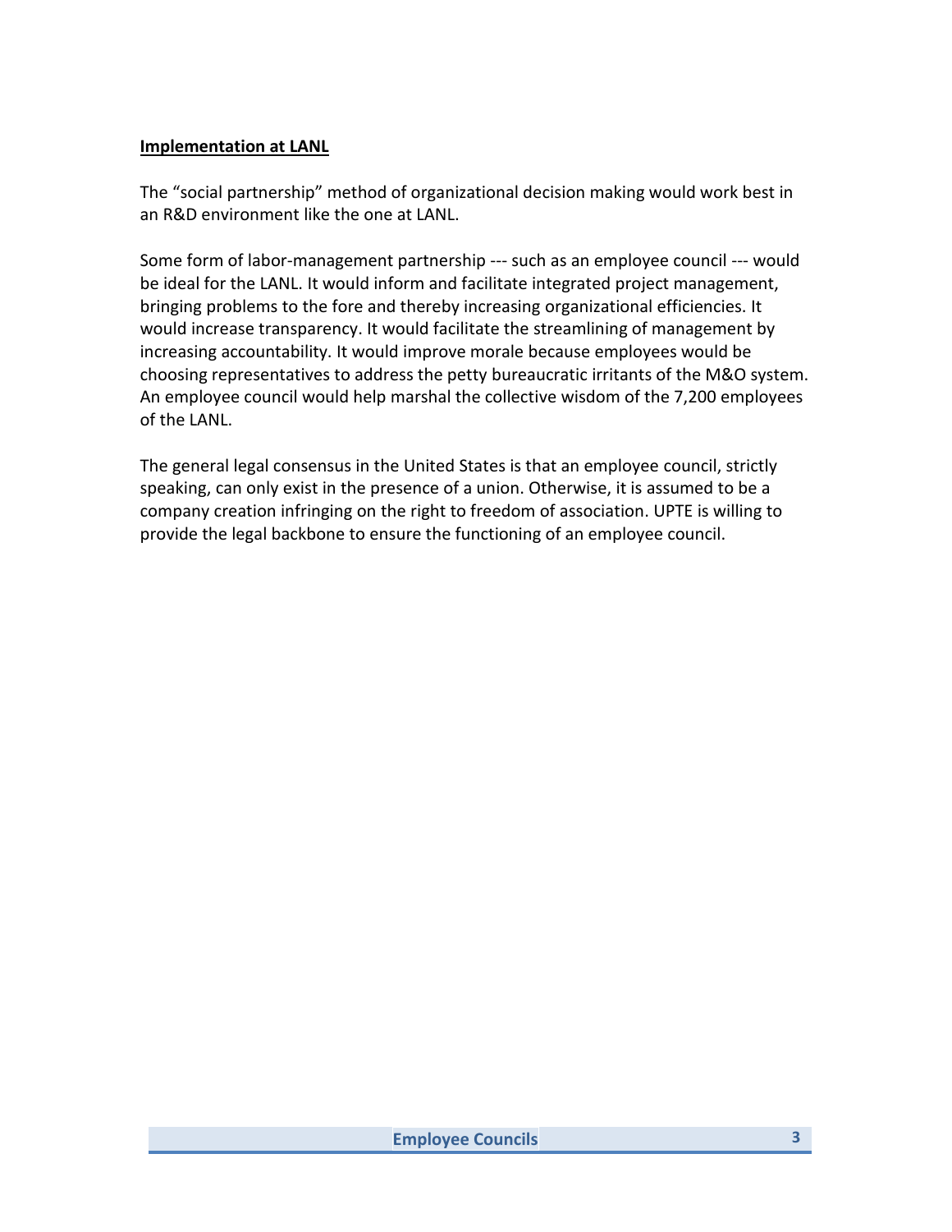**Implementation at LANL**

The “social partnership” method of organizational decision making would work best in an R&D environment like the one at LANL.

Some form of labor-management partnership --- such as an employee council --- would be ideal for the LANL. It would inform and facilitate integrated project management, bringing problems to the fore and thereby increasing organizational efficiencies. It would increase transparency. It would facilitate the streamlining of management by increasing accountability. It would improve morale because employees would be choosing representatives to address the petty bureaucratic irritants of the M&O system. An employee council would help marshal the collective wisdom of the 7,200 employees of the LANL.

The general legal consensus in the United States is that an employee council, strictly speaking, can only exist in the presence of a union. Otherwise, it is assumed to be a company creation infringing on the right to freedom of association. UPTE is willing to provide the legal backbone to ensure the functioning of an employee council.